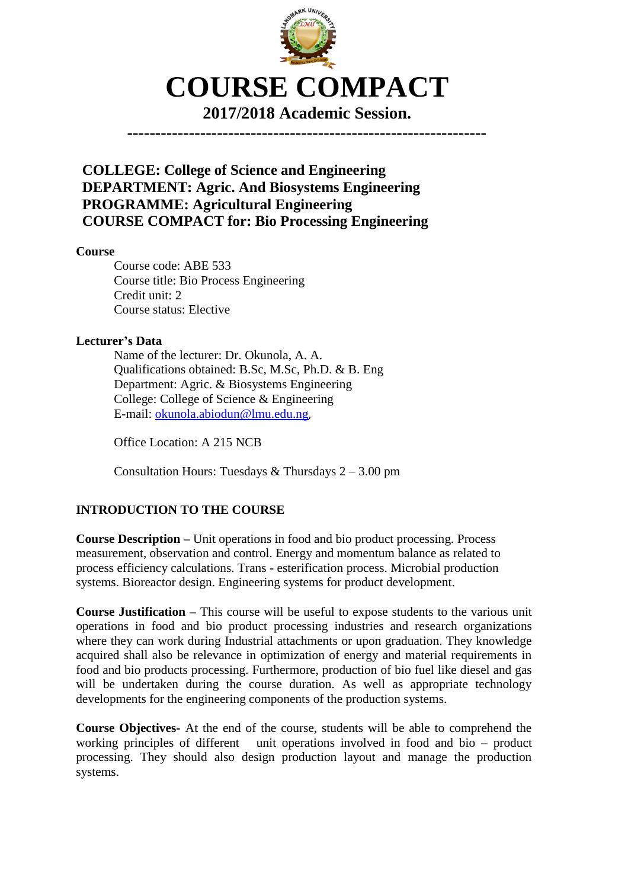# COURSE COMPACT

## 2017/2018 Academic Session.

---

**COLLEGE: College of Science and Engineering**
**DEPARTMENT: Agric. And Biosystems Engineering**
**PROGRAMME: Agricultural Engineering**
**COURSE COMPACT for: Bio Processing Engineering**

**Course**

Course code: ABE 533
Course title: Bio Process Engineering
Credit unit: 2
Course status: Elective

**Lecturer's Data**

Name of the lecturer: Dr. Okunola, A. A.
Qualifications obtained: B.Sc, M.Sc, Ph.D. & B. Eng
Department: Agric. & Biosystems Engineering
College: College of Science & Engineering
E-mail: okunola.abiodun@lmu.edu.ng,

Office Location: A 215 NCB

Consultation Hours: Tuesdays & Thursdays 2 – 3.00 pm

**INTRODUCTION TO THE COURSE**

**Course Description –** Unit operations in food and bio product processing. Process measurement, observation and control. Energy and momentum balance as related to process efficiency calculations. Trans - esterification process. Microbial production systems. Bioreactor design. Engineering systems for product development.

**Course Justification –** This course will be useful to expose students to the various unit operations in food and bio product processing industries and research organizations where they can work during Industrial attachments or upon graduation. They knowledge acquired shall also be relevance in optimization of energy and material requirements in food and bio products processing. Furthermore, production of bio fuel like diesel and gas will be undertaken during the course duration. As well as appropriate technology developments for the engineering components of the production systems.

**Course Objectives-** At the end of the course, students will be able to comprehend the working principles of different unit operations involved in food and bio – product processing. They should also design production layout and manage the production systems.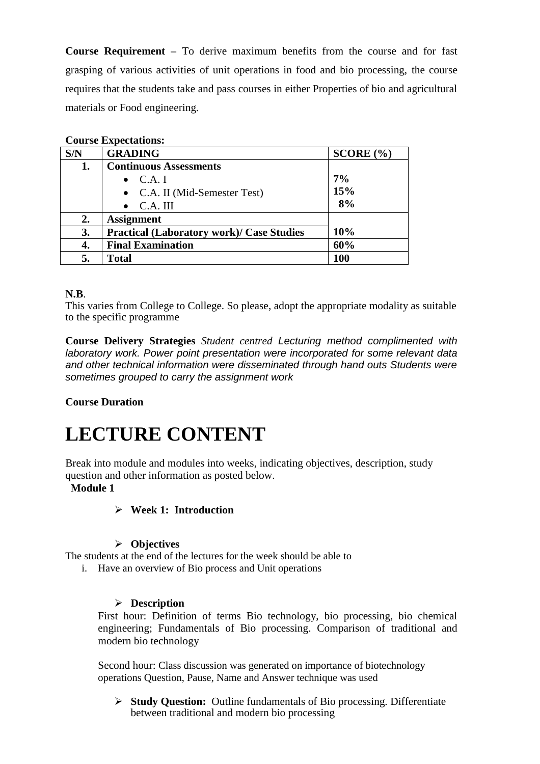**Course Requirement –** To derive maximum benefits from the course and for fast grasping of various activities of unit operations in food and bio processing, the course requires that the students take and pass courses in either Properties of bio and agricultural materials or Food engineering.

**Course Expectations:**

| S/N | GRADING | SCORE (%) |
|---|---|---|
| **1.** | **Continuous Assessments**<br>• C.A. I<br>• C.A. II (Mid-Semester Test)<br>• C.A. III | <br>**7%**<br>**15%**<br>**8%** |
| **2.** | **Assignment** | |
| **3.** | **Practical (Laboratory work)/ Case Studies** | **10%** |
| **4.** | **Final Examination** | **60%** |
| **5.** | **Total** | **100** |

**N.B**.
This varies from College to College. So please, adopt the appropriate modality as suitable to the specific programme

**Course Delivery Strategies** *Student centred Lecturing method complimented with laboratory work. Power point presentation were incorporated for some relevant data and other technical information were disseminated through hand outs Students were sometimes grouped to carry the assignment work*

**Course Duration**

# LECTURE CONTENT

Break into module and modules into weeks, indicating objectives, description, study question and other information as posted below.

**Module 1**

- **Week 1: Introduction**

- **Objectives**

The students at the end of the lectures for the week should be able to

i. Have an overview of Bio process and Unit operations

- **Description**

First hour: Definition of terms Bio technology, bio processing, bio chemical engineering; Fundamentals of Bio processing. Comparison of traditional and modern bio technology

Second hour: Class discussion was generated on importance of biotechnology operations Question, Pause, Name and Answer technique was used

- **Study Question:** Outline fundamentals of Bio processing. Differentiate between traditional and modern bio processing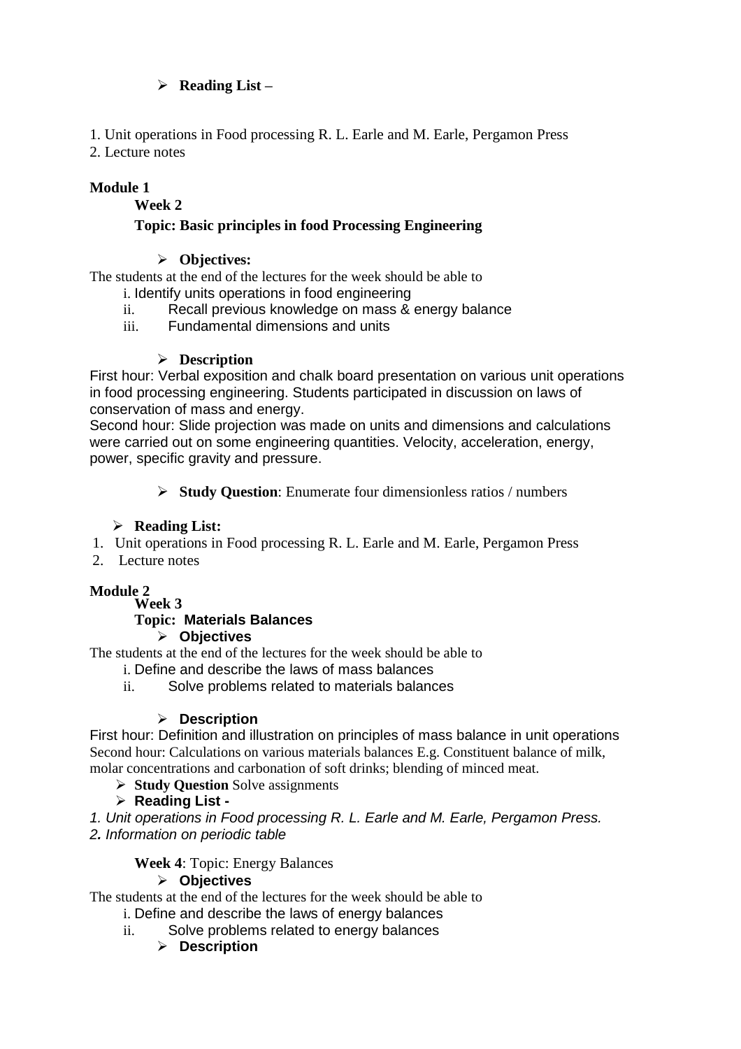- **Reading List –**

1. Unit operations in Food processing R. L. Earle and M. Earle, Pergamon Press
2. Lecture notes

**Module 1**

**Week 2**

**Topic: Basic principles in food Processing Engineering**

- **Objectives:**

The students at the end of the lectures for the week should be able to

i. Identify units operations in food engineering
ii. Recall previous knowledge on mass & energy balance
iii. Fundamental dimensions and units

- **Description**

First hour: Verbal exposition and chalk board presentation on various unit operations in food processing engineering. Students participated in discussion on laws of conservation of mass and energy.
Second hour: Slide projection was made on units and dimensions and calculations were carried out on some engineering quantities. Velocity, acceleration, energy, power, specific gravity and pressure.

- **Study Question**: Enumerate four dimensionless ratios / numbers

- **Reading List:**

1. Unit operations in Food processing R. L. Earle and M. Earle, Pergamon Press
2. Lecture notes

**Module 2**

**Week 3**

**Topic: Materials Balances**

- **Objectives**

The students at the end of the lectures for the week should be able to

i. Define and describe the laws of mass balances
ii. Solve problems related to materials balances

- **Description**

First hour: Definition and illustration on principles of mass balance in unit operations
Second hour: Calculations on various materials balances E.g. Constituent balance of milk, molar concentrations and carbonation of soft drinks; blending of minced meat.

- **Study Question** Solve assignments
- **Reading List -**

*1. Unit operations in Food processing R. L. Earle and M. Earle, Pergamon Press.*
***2.*** *Information on periodic table*

**Week 4**: Topic: Energy Balances

- **Objectives**

The students at the end of the lectures for the week should be able to

i. Define and describe the laws of energy balances
ii. Solve problems related to energy balances

- **Description**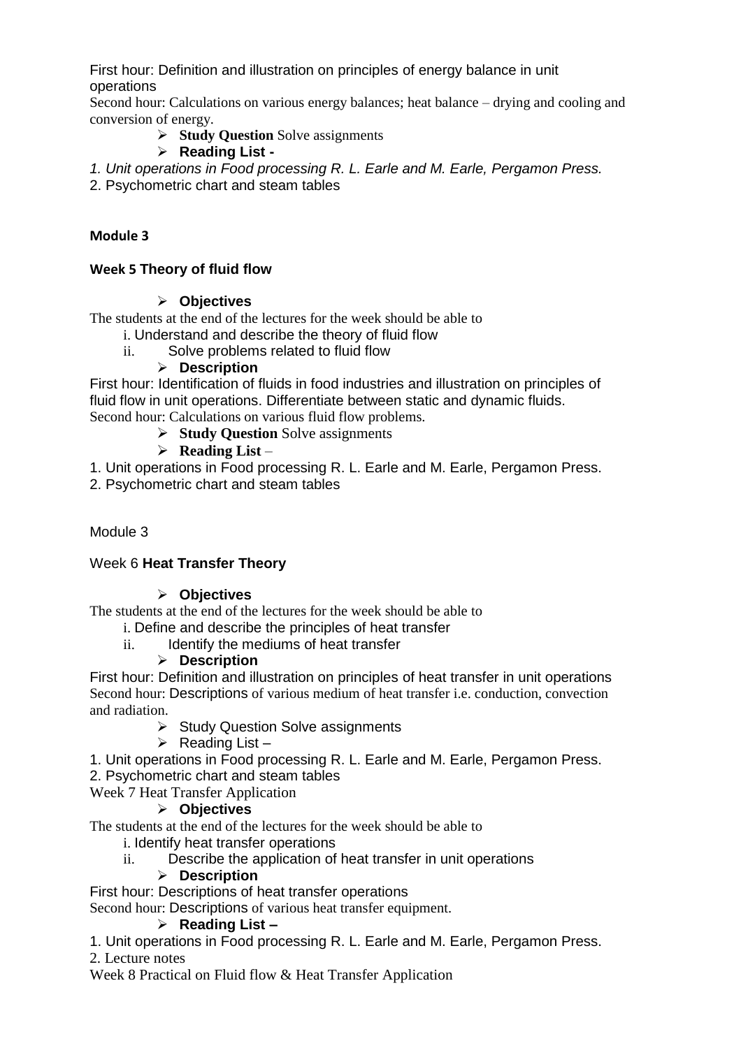First hour: Definition and illustration on principles of energy balance in unit operations

Second hour: Calculations on various energy balances; heat balance – drying and cooling and conversion of energy.

- **Study Question** Solve assignments
- **Reading List -**

*1. Unit operations in Food processing R. L. Earle and M. Earle, Pergamon Press.*

2. Psychometric chart and steam tables

**Module 3**

**Week 5 Theory of fluid flow**

- **Objectives**

The students at the end of the lectures for the week should be able to

i. Understand and describe the theory of fluid flow

ii. Solve problems related to fluid flow

- **Description**

First hour: Identification of fluids in food industries and illustration on principles of fluid flow in unit operations. Differentiate between static and dynamic fluids.

Second hour: Calculations on various fluid flow problems.

- **Study Question** Solve assignments
- **Reading List** –

1. Unit operations in Food processing R. L. Earle and M. Earle, Pergamon Press.
2. Psychometric chart and steam tables

Module 3

Week 6 **Heat Transfer Theory**

- **Objectives**

The students at the end of the lectures for the week should be able to

i. Define and describe the principles of heat transfer

ii. Identify the mediums of heat transfer

- **Description**

First hour: Definition and illustration on principles of heat transfer in unit operations

Second hour: Descriptions of various medium of heat transfer i.e. conduction, convection and radiation.

- Study Question Solve assignments
- Reading List –

1. Unit operations in Food processing R. L. Earle and M. Earle, Pergamon Press.
2. Psychometric chart and steam tables

Week 7 Heat Transfer Application

- **Objectives**

The students at the end of the lectures for the week should be able to

i. Identify heat transfer operations

ii. Describe the application of heat transfer in unit operations

- **Description**

First hour: Descriptions of heat transfer operations

Second hour: Descriptions of various heat transfer equipment.

- **Reading List –**

1. Unit operations in Food processing R. L. Earle and M. Earle, Pergamon Press.
2. Lecture notes

Week 8 Practical on Fluid flow & Heat Transfer Application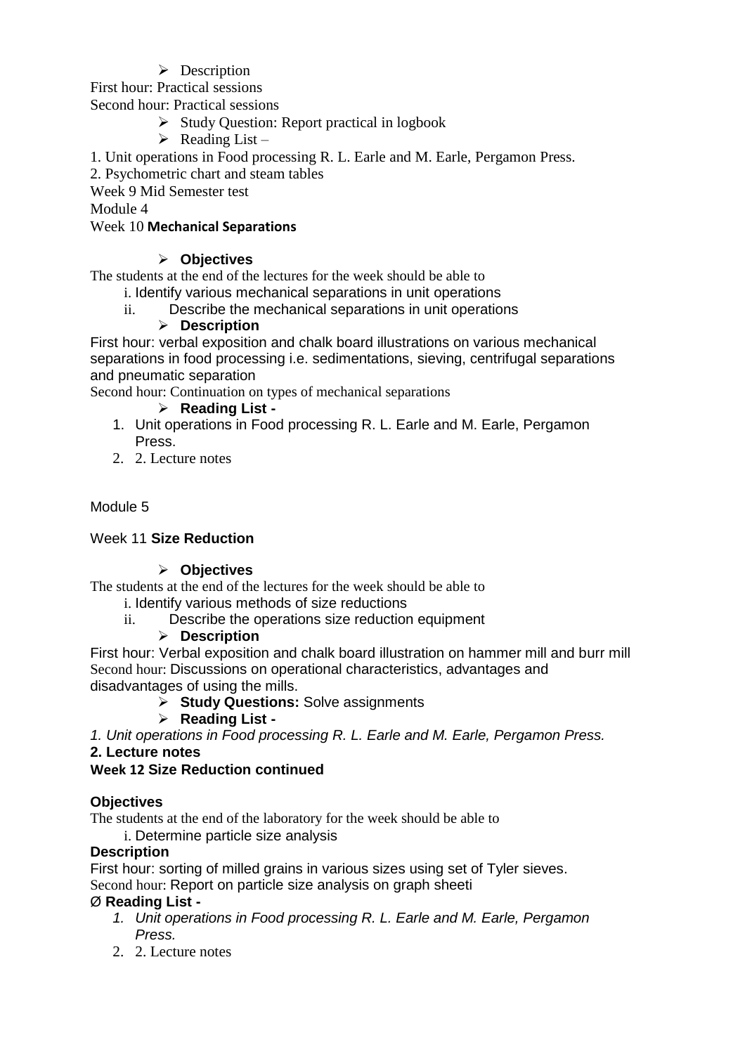- Description

First hour: Practical sessions
Second hour: Practical sessions

- Study Question: Report practical in logbook
- Reading List –

1. Unit operations in Food processing R. L. Earle and M. Earle, Pergamon Press.
2. Psychometric chart and steam tables

Week 9 Mid Semester test

Module 4

Week 10 **Mechanical Separations**

- **Objectives**

The students at the end of the lectures for the week should be able to

i. Identify various mechanical separations in unit operations
ii. Describe the mechanical separations in unit operations

- **Description**

First hour: verbal exposition and chalk board illustrations on various mechanical separations in food processing i.e. sedimentations, sieving, centrifugal separations and pneumatic separation
Second hour: Continuation on types of mechanical separations

- **Reading List -**

1. Unit operations in Food processing R. L. Earle and M. Earle, Pergamon Press.
2. 2. Lecture notes

Module 5

Week 11 **Size Reduction**

- **Objectives**

The students at the end of the lectures for the week should be able to

i. Identify various methods of size reductions
ii. Describe the operations size reduction equipment

- **Description**

First hour: Verbal exposition and chalk board illustration on hammer mill and burr mill
Second hour: Discussions on operational characteristics, advantages and disadvantages of using the mills.

- **Study Questions:** Solve assignments
- **Reading List -**

*1. Unit operations in Food processing R. L. Earle and M. Earle, Pergamon Press.*
**2. Lecture notes**

**Week 12 Size Reduction continued**

**Objectives**

The students at the end of the laboratory for the week should be able to

i. Determine particle size analysis

**Description**

First hour: sorting of milled grains in various sizes using set of Tyler sieves.
Second hour: Report on particle size analysis on graph sheeti

Ø **Reading List -**

1. *Unit operations in Food processing R. L. Earle and M. Earle, Pergamon Press.*
2. 2. Lecture notes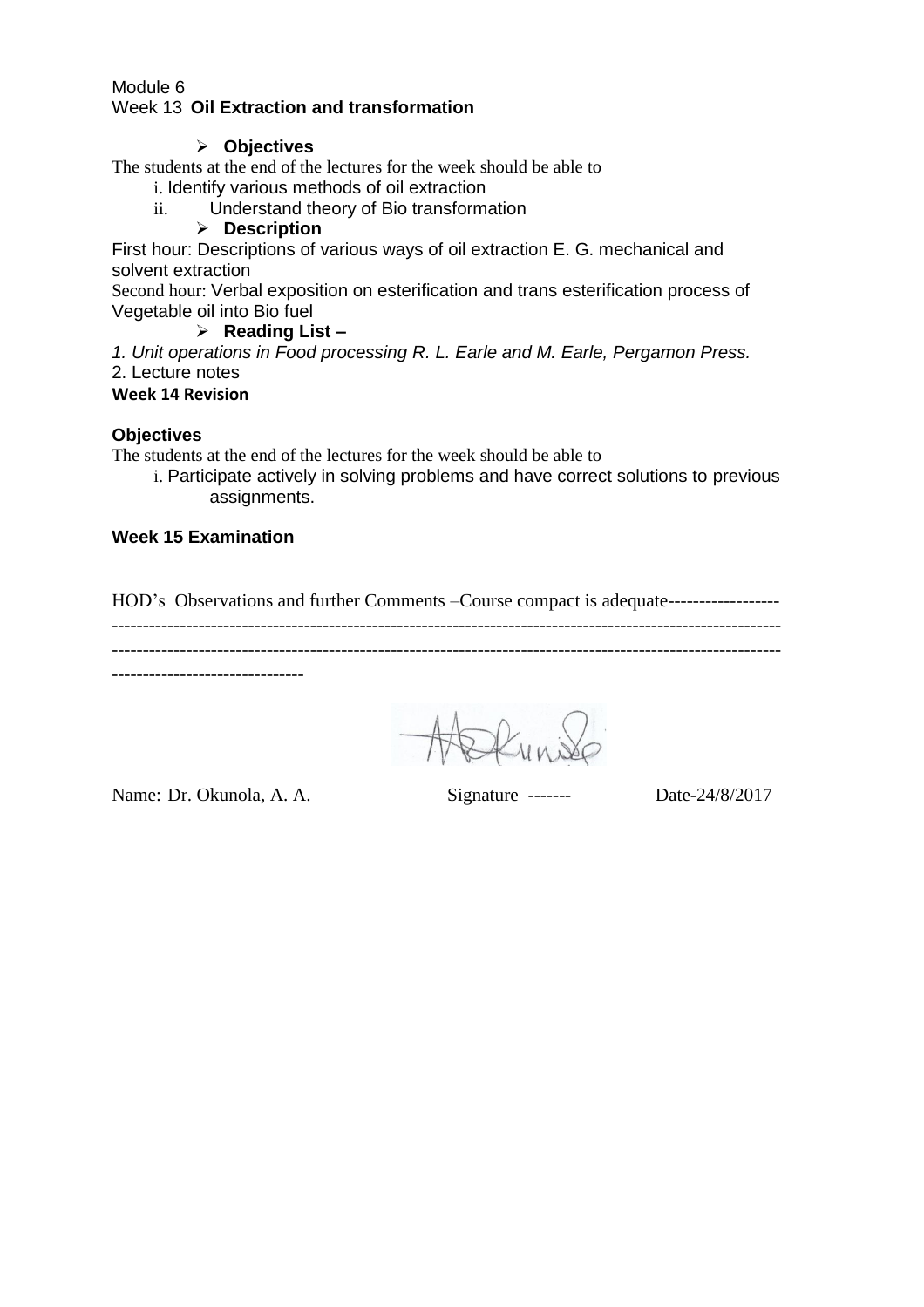Module 6

Week 13 **Oil Extraction and transformation**

- **Objectives**

The students at the end of the lectures for the week should be able to

i. Identify various methods of oil extraction

ii. Understand theory of Bio transformation

- **Description**

First hour: Descriptions of various ways of oil extraction E. G. mechanical and solvent extraction

Second hour: Verbal exposition on esterification and trans esterification process of Vegetable oil into Bio fuel

- **Reading List –**

*1. Unit operations in Food processing R. L. Earle and M. Earle, Pergamon Press.*

2. Lecture notes

**Week 14 Revision**

**Objectives**

The students at the end of the lectures for the week should be able to

i. Participate actively in solving problems and have correct solutions to previous assignments.

**Week 15 Examination**

HOD's Observations and further Comments –Course compact is adequate------------------
------------------------------------------------------------------------------------------------------------
------------------------------------------------------------------------------------------------------------
-------------------------------

Name: Dr. Okunola, A. A. Signature ------- Date-24/8/2017